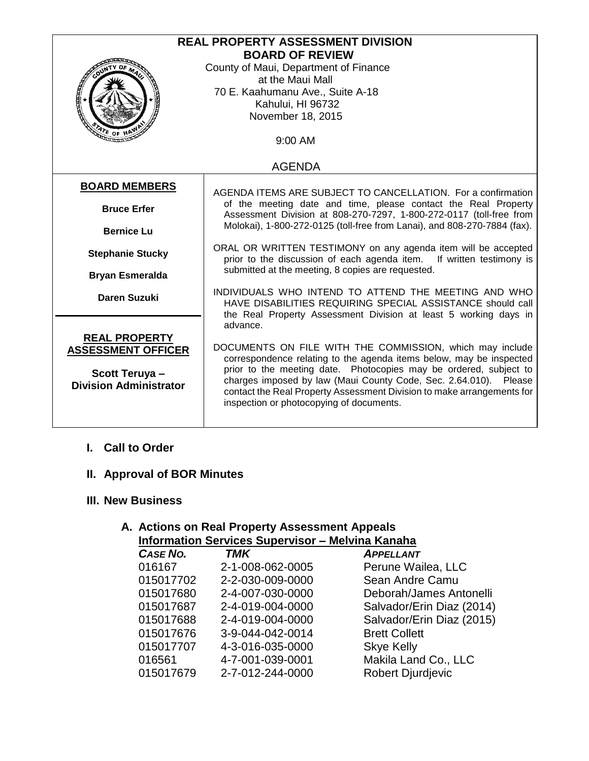# REAL PROPERTY ASSESSMENT DIVISION
## BOARD OF REVIEW

County of Maui, Department of Finance
at the Maui Mall
70 E. Kaahumanu Ave., Suite A-18
Kahului, HI 96732
November 18, 2015

9:00 AM

AGENDA

**BOARD MEMBERS**

**Bruce Erfer**

**Bernice Lu**

**Stephanie Stucky**

**Bryan Esmeralda**

**Daren Suzuki**

**REAL PROPERTY ASSESSMENT OFFICER**

**Scott Teruya – Division Administrator**

AGENDA ITEMS ARE SUBJECT TO CANCELLATION. For a confirmation of the meeting date and time, please contact the Real Property Assessment Division at 808-270-7297, 1-800-272-0117 (toll-free from Molokai), 1-800-272-0125 (toll-free from Lanai), and 808-270-7884 (fax).

ORAL OR WRITTEN TESTIMONY on any agenda item will be accepted prior to the discussion of each agenda item. If written testimony is submitted at the meeting, 8 copies are requested.

INDIVIDUALS WHO INTEND TO ATTEND THE MEETING AND WHO HAVE DISABILITIES REQUIRING SPECIAL ASSISTANCE should call the Real Property Assessment Division at least 5 working days in advance.

DOCUMENTS ON FILE WITH THE COMMISSION, which may include correspondence relating to the agenda items below, may be inspected prior to the meeting date. Photocopies may be ordered, subject to charges imposed by law (Maui County Code, Sec. 2.64.010). Please contact the Real Property Assessment Division to make arrangements for inspection or photocopying of documents.

### I. Call to Order

### II. Approval of BOR Minutes

### III. New Business

#### A. Actions on Real Property Assessment Appeals

**Information Services Supervisor – Melvina Kanaha**

| *CASE NO.* | *TMK* | *APPELLANT* |
|---|---|---|
| 016167 | 2-1-008-062-0005 | Perune Wailea, LLC |
| 015017702 | 2-2-030-009-0000 | Sean Andre Camu |
| 015017680 | 2-4-007-030-0000 | Deborah/James Antonelli |
| 015017687 | 2-4-019-004-0000 | Salvador/Erin Diaz (2014) |
| 015017688 | 2-4-019-004-0000 | Salvador/Erin Diaz (2015) |
| 015017676 | 3-9-044-042-0014 | Brett Collett |
| 015017707 | 4-3-016-035-0000 | Skye Kelly |
| 016561 | 4-7-001-039-0001 | Makila Land Co., LLC |
| 015017679 | 2-7-012-244-0000 | Robert Djurdjevic |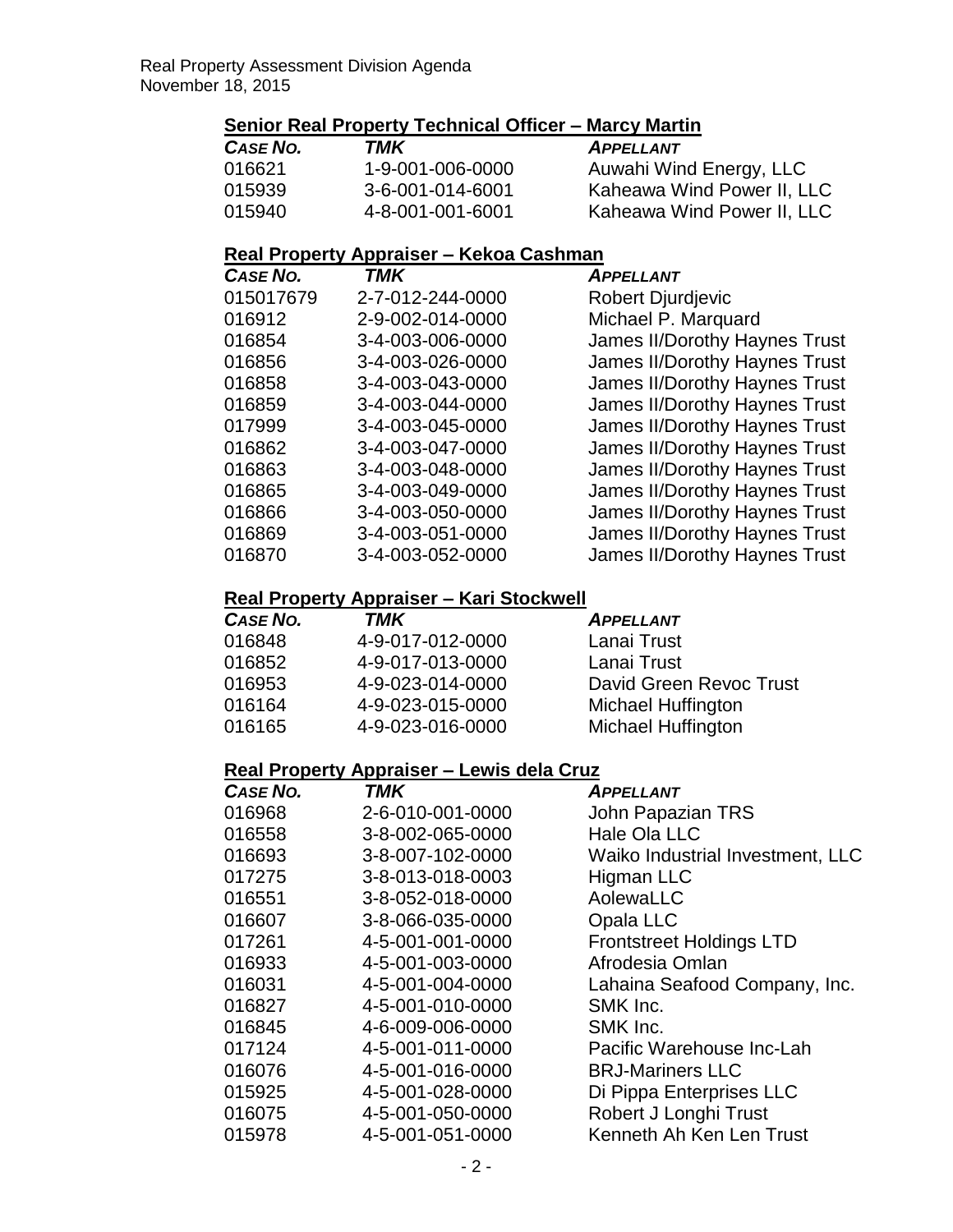## Senior Real Property Technical Officer – Marcy Martin

| *CASE NO.* | *TMK* | *APPELLANT* |
|---|---|---|
| 016621 | 1-9-001-006-0000 | Auwahi Wind Energy, LLC |
| 015939 | 3-6-001-014-6001 | Kaheawa Wind Power II, LLC |
| 015940 | 4-8-001-001-6001 | Kaheawa Wind Power II, LLC |

## Real Property Appraiser – Kekoa Cashman

| *CASE NO.* | *TMK* | *APPELLANT* |
|---|---|---|
| 015017679 | 2-7-012-244-0000 | Robert Djurdjevic |
| 016912 | 2-9-002-014-0000 | Michael P. Marquard |
| 016854 | 3-4-003-006-0000 | James II/Dorothy Haynes Trust |
| 016856 | 3-4-003-026-0000 | James II/Dorothy Haynes Trust |
| 016858 | 3-4-003-043-0000 | James II/Dorothy Haynes Trust |
| 016859 | 3-4-003-044-0000 | James II/Dorothy Haynes Trust |
| 017999 | 3-4-003-045-0000 | James II/Dorothy Haynes Trust |
| 016862 | 3-4-003-047-0000 | James II/Dorothy Haynes Trust |
| 016863 | 3-4-003-048-0000 | James II/Dorothy Haynes Trust |
| 016865 | 3-4-003-049-0000 | James II/Dorothy Haynes Trust |
| 016866 | 3-4-003-050-0000 | James II/Dorothy Haynes Trust |
| 016869 | 3-4-003-051-0000 | James II/Dorothy Haynes Trust |
| 016870 | 3-4-003-052-0000 | James II/Dorothy Haynes Trust |

## Real Property Appraiser – Kari Stockwell

| *CASE NO.* | *TMK* | *APPELLANT* |
|---|---|---|
| 016848 | 4-9-017-012-0000 | Lanai Trust |
| 016852 | 4-9-017-013-0000 | Lanai Trust |
| 016953 | 4-9-023-014-0000 | David Green Revoc Trust |
| 016164 | 4-9-023-015-0000 | Michael Huffington |
| 016165 | 4-9-023-016-0000 | Michael Huffington |

## Real Property Appraiser – Lewis dela Cruz

| *CASE NO.* | *TMK* | *APPELLANT* |
|---|---|---|
| 016968 | 2-6-010-001-0000 | John Papazian TRS |
| 016558 | 3-8-002-065-0000 | Hale Ola LLC |
| 016693 | 3-8-007-102-0000 | Waiko Industrial Investment, LLC |
| 017275 | 3-8-013-018-0003 | Higman LLC |
| 016551 | 3-8-052-018-0000 | AolewaLLC |
| 016607 | 3-8-066-035-0000 | Opala LLC |
| 017261 | 4-5-001-001-0000 | Frontstreet Holdings LTD |
| 016933 | 4-5-001-003-0000 | Afrodesia Omlan |
| 016031 | 4-5-001-004-0000 | Lahaina Seafood Company, Inc. |
| 016827 | 4-5-001-010-0000 | SMK Inc. |
| 016845 | 4-6-009-006-0000 | SMK Inc. |
| 017124 | 4-5-001-011-0000 | Pacific Warehouse Inc-Lah |
| 016076 | 4-5-001-016-0000 | BRJ-Mariners LLC |
| 015925 | 4-5-001-028-0000 | Di Pippa Enterprises LLC |
| 016075 | 4-5-001-050-0000 | Robert J Longhi Trust |
| 015978 | 4-5-001-051-0000 | Kenneth Ah Ken Len Trust |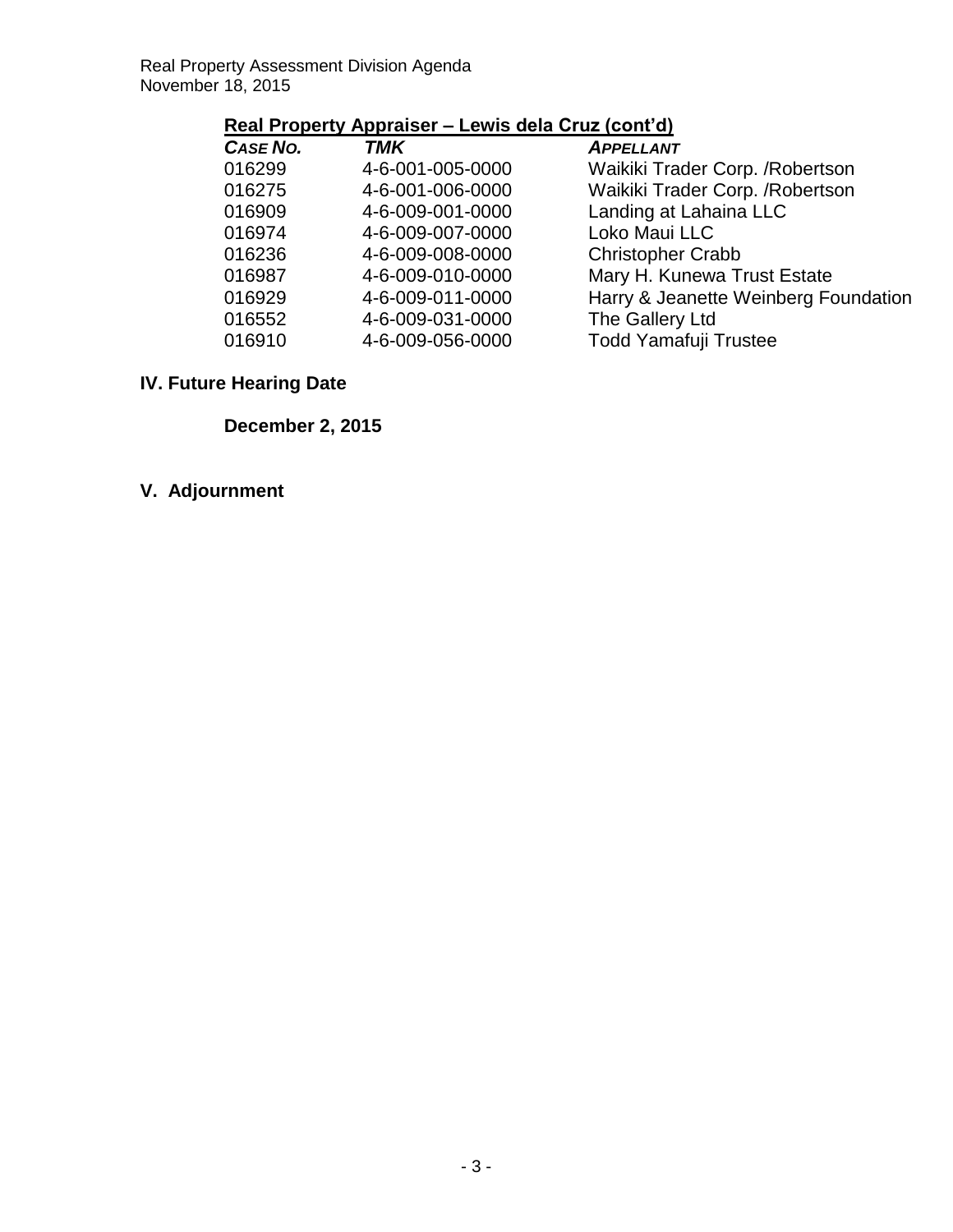**Real Property Appraiser – Lewis dela Cruz (cont'd)**

| ***CASE NO.*** | ***TMK*** | ***APPELLANT*** |
|---|---|---|
| 016299 | 4-6-001-005-0000 | Waikiki Trader Corp. /Robertson |
| 016275 | 4-6-001-006-0000 | Waikiki Trader Corp. /Robertson |
| 016909 | 4-6-009-001-0000 | Landing at Lahaina LLC |
| 016974 | 4-6-009-007-0000 | Loko Maui LLC |
| 016236 | 4-6-009-008-0000 | Christopher Crabb |
| 016987 | 4-6-009-010-0000 | Mary H. Kunewa Trust Estate |
| 016929 | 4-6-009-011-0000 | Harry & Jeanette Weinberg Foundation |
| 016552 | 4-6-009-031-0000 | The Gallery Ltd |
| 016910 | 4-6-009-056-0000 | Todd Yamafuji Trustee |

## IV. Future Hearing Date

**December 2, 2015**

## V. Adjournment